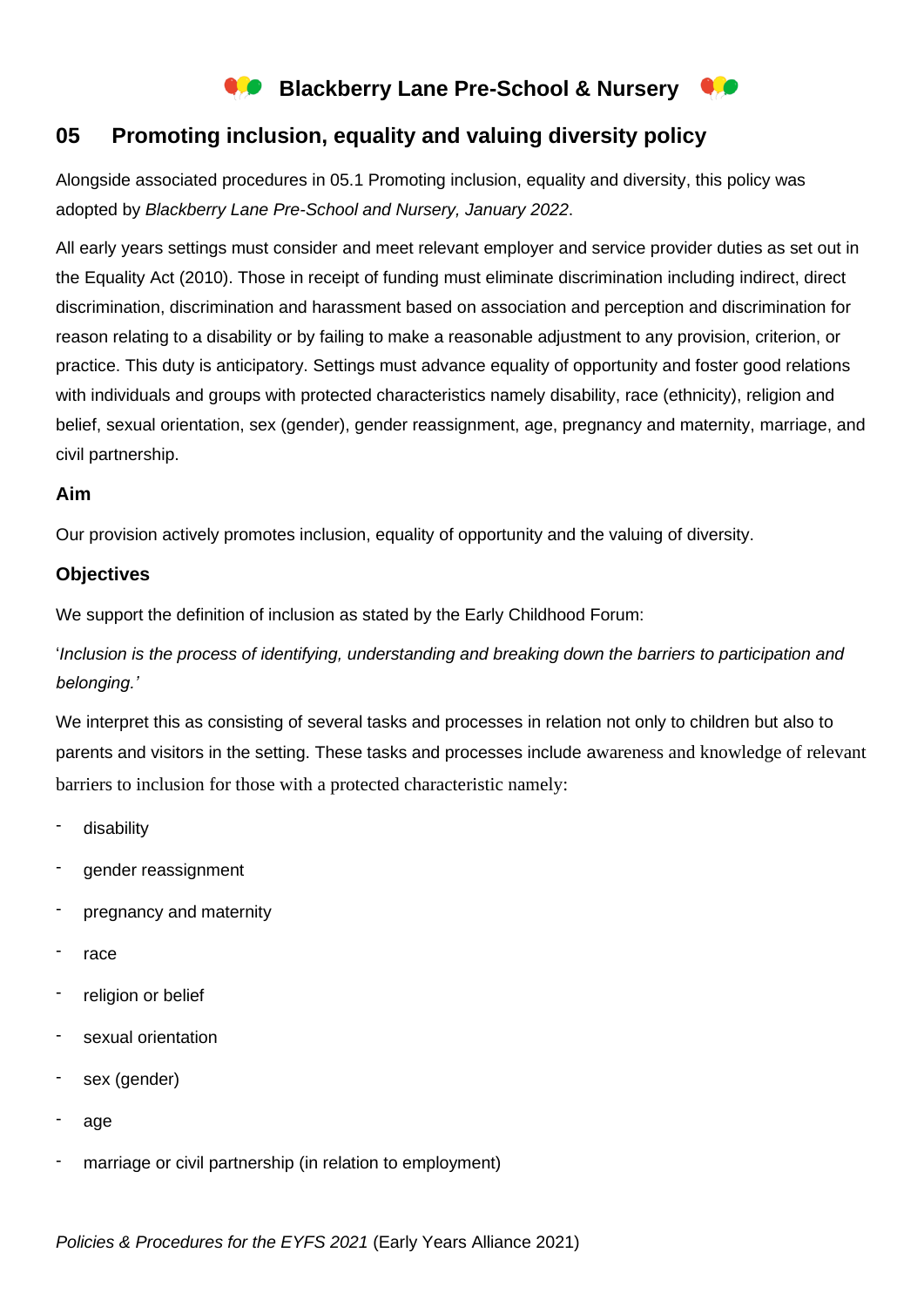# Blackberry Lane Pre-School & Nursery

## 05 Promoting inclusion, equality and valuing diversity policy

Alongside associated procedures in 05.1 Promoting inclusion, equality and diversity, this policy was adopted by *Blackberry Lane Pre-School and Nursery, January 2022*.

All early years settings must consider and meet relevant employer and service provider duties as set out in the Equality Act (2010). Those in receipt of funding must eliminate discrimination including indirect, direct discrimination, discrimination and harassment based on association and perception and discrimination for reason relating to a disability or by failing to make a reasonable adjustment to any provision, criterion, or practice. This duty is anticipatory. Settings must advance equality of opportunity and foster good relations with individuals and groups with protected characteristics namely disability, race (ethnicity), religion and belief, sexual orientation, sex (gender), gender reassignment, age, pregnancy and maternity, marriage, and civil partnership.

### Aim

Our provision actively promotes inclusion, equality of opportunity and the valuing of diversity.

### Objectives

We support the definition of inclusion as stated by the Early Childhood Forum:

'*Inclusion is the process of identifying, understanding and breaking down the barriers to participation and belonging.'*

We interpret this as consisting of several tasks and processes in relation not only to children but also to parents and visitors in the setting. These tasks and processes include awareness and knowledge of relevant barriers to inclusion for those with a protected characteristic namely:

- disability
- gender reassignment
- pregnancy and maternity
- race
- religion or belief
- sexual orientation
- sex (gender)
- age
- marriage or civil partnership (in relation to employment)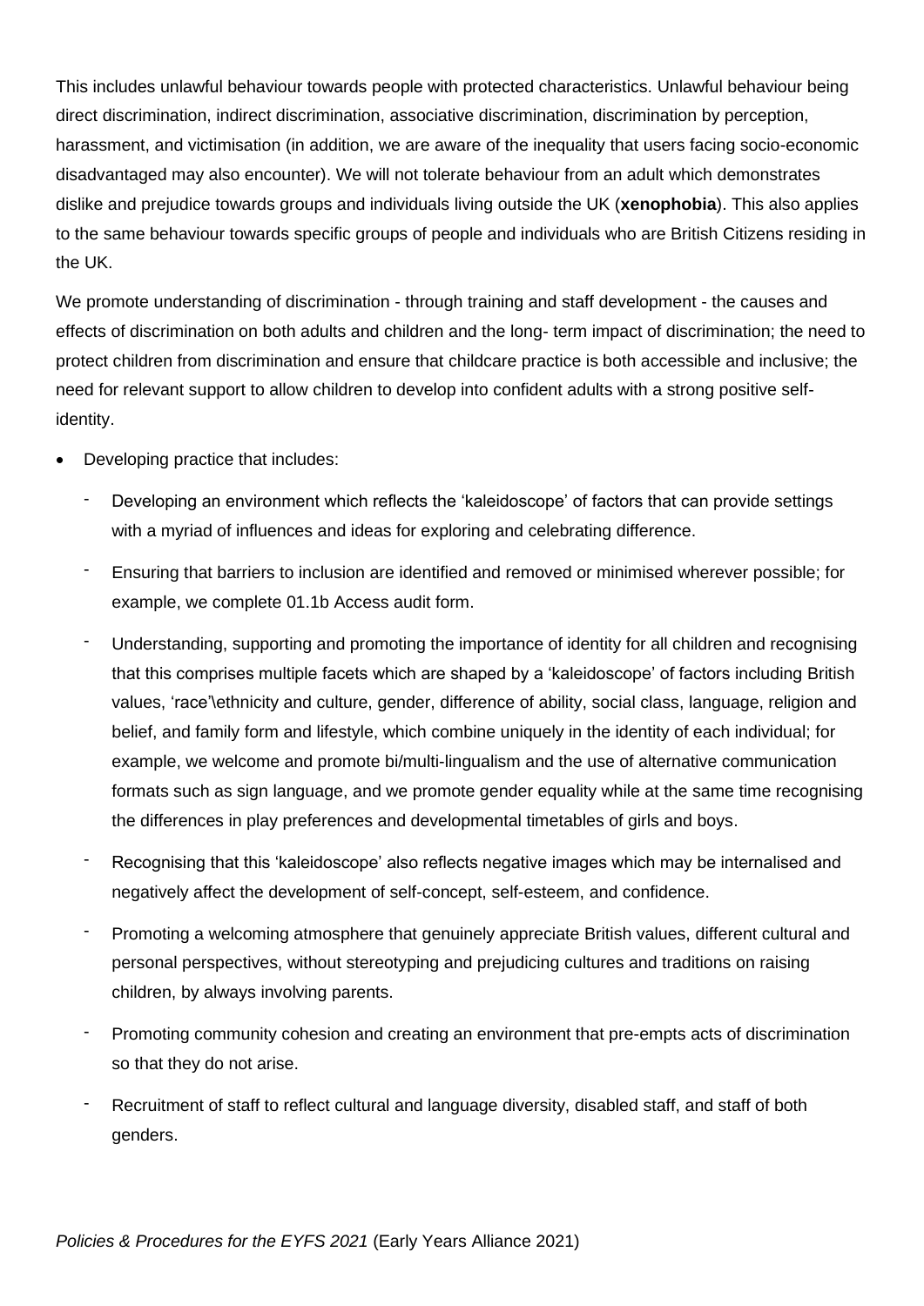This includes unlawful behaviour towards people with protected characteristics. Unlawful behaviour being direct discrimination, indirect discrimination, associative discrimination, discrimination by perception, harassment, and victimisation (in addition, we are aware of the inequality that users facing socio-economic disadvantaged may also encounter). We will not tolerate behaviour from an adult which demonstrates dislike and prejudice towards groups and individuals living outside the UK (**xenophobia**). This also applies to the same behaviour towards specific groups of people and individuals who are British Citizens residing in the UK.

We promote understanding of discrimination - through training and staff development - the causes and effects of discrimination on both adults and children and the long- term impact of discrimination; the need to protect children from discrimination and ensure that childcare practice is both accessible and inclusive; the need for relevant support to allow children to develop into confident adults with a strong positive self-identity.

- Developing practice that includes:
  - Developing an environment which reflects the 'kaleidoscope' of factors that can provide settings with a myriad of influences and ideas for exploring and celebrating difference.
  - Ensuring that barriers to inclusion are identified and removed or minimised wherever possible; for example, we complete 01.1b Access audit form.
  - Understanding, supporting and promoting the importance of identity for all children and recognising that this comprises multiple facets which are shaped by a 'kaleidoscope' of factors including British values, 'race'\ethnicity and culture, gender, difference of ability, social class, language, religion and belief, and family form and lifestyle, which combine uniquely in the identity of each individual; for example, we welcome and promote bi/multi-lingualism and the use of alternative communication formats such as sign language, and we promote gender equality while at the same time recognising the differences in play preferences and developmental timetables of girls and boys.
  - Recognising that this 'kaleidoscope' also reflects negative images which may be internalised and negatively affect the development of self-concept, self-esteem, and confidence.
  - Promoting a welcoming atmosphere that genuinely appreciate British values, different cultural and personal perspectives, without stereotyping and prejudicing cultures and traditions on raising children, by always involving parents.
  - Promoting community cohesion and creating an environment that pre-empts acts of discrimination so that they do not arise.
  - Recruitment of staff to reflect cultural and language diversity, disabled staff, and staff of both genders.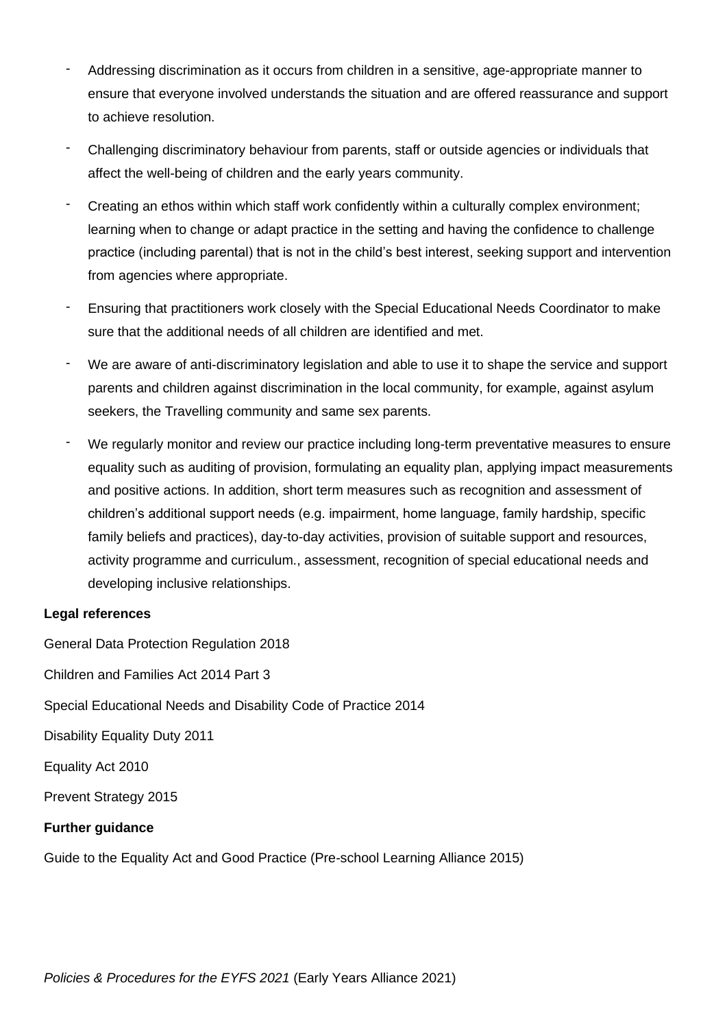- Addressing discrimination as it occurs from children in a sensitive, age-appropriate manner to ensure that everyone involved understands the situation and are offered reassurance and support to achieve resolution.
- Challenging discriminatory behaviour from parents, staff or outside agencies or individuals that affect the well-being of children and the early years community.
- Creating an ethos within which staff work confidently within a culturally complex environment; learning when to change or adapt practice in the setting and having the confidence to challenge practice (including parental) that is not in the child's best interest, seeking support and intervention from agencies where appropriate.
- Ensuring that practitioners work closely with the Special Educational Needs Coordinator to make sure that the additional needs of all children are identified and met.
- We are aware of anti-discriminatory legislation and able to use it to shape the service and support parents and children against discrimination in the local community, for example, against asylum seekers, the Travelling community and same sex parents.
- We regularly monitor and review our practice including long-term preventative measures to ensure equality such as auditing of provision, formulating an equality plan, applying impact measurements and positive actions. In addition, short term measures such as recognition and assessment of children's additional support needs (e.g. impairment, home language, family hardship, specific family beliefs and practices), day-to-day activities, provision of suitable support and resources, activity programme and curriculum., assessment, recognition of special educational needs and developing inclusive relationships.

**Legal references**

General Data Protection Regulation 2018

Children and Families Act 2014 Part 3

Special Educational Needs and Disability Code of Practice 2014

Disability Equality Duty 2011

Equality Act 2010

Prevent Strategy 2015

**Further guidance**

Guide to the Equality Act and Good Practice (Pre-school Learning Alliance 2015)

*Policies & Procedures for the EYFS 2021* (Early Years Alliance 2021)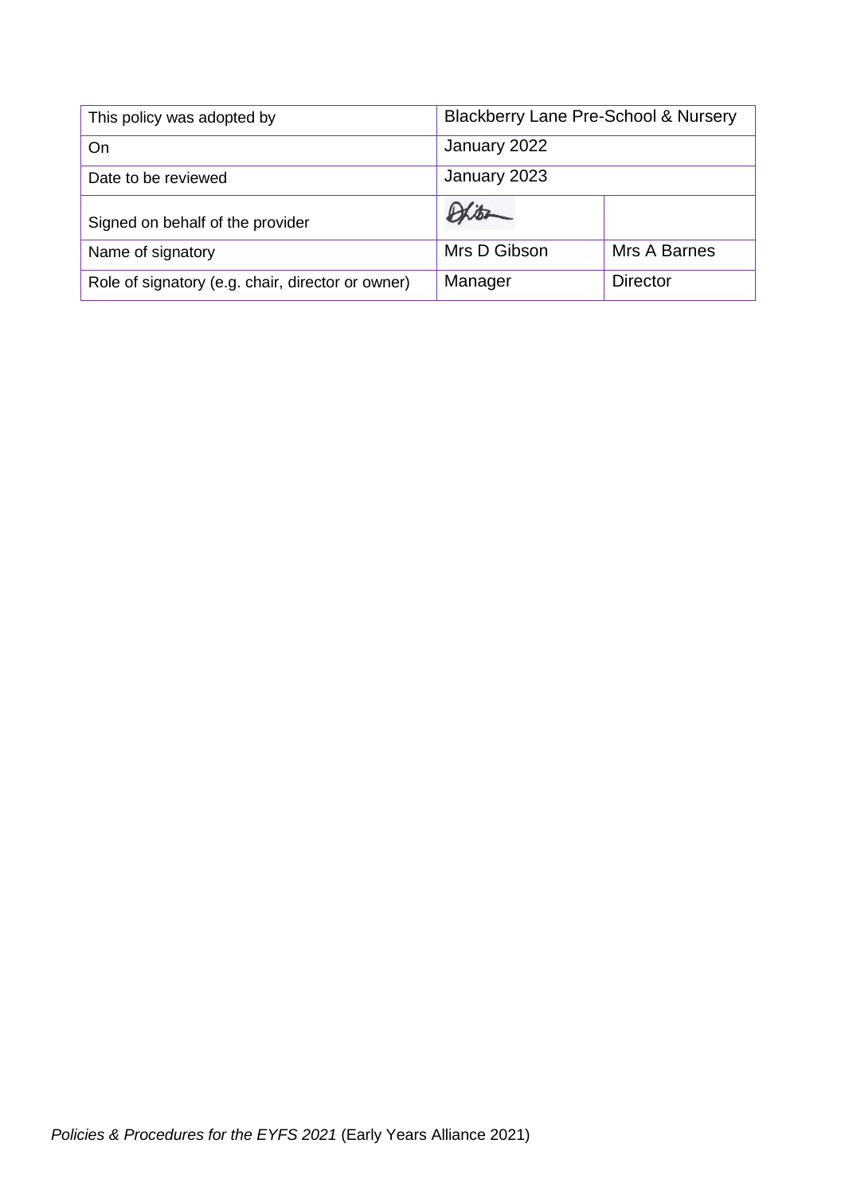| | | |
|---|---|---|
| This policy was adopted by | Blackberry Lane Pre-School & Nursery | |
| On | January 2022 | |
| Date to be reviewed | January 2023 | |
| Signed on behalf of the provider | | |
| Name of signatory | Mrs D Gibson | Mrs A Barnes |
| Role of signatory (e.g. chair, director or owner) | Manager | Director |